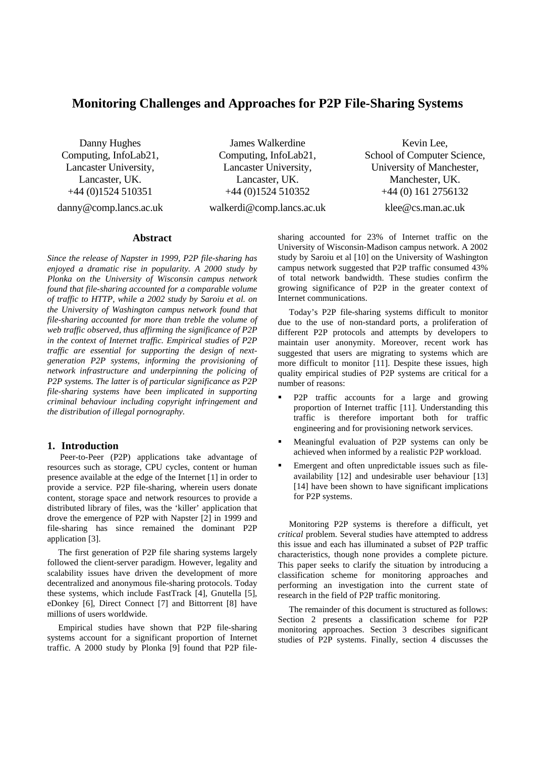# Monitoring Challenges and Approaches for P2P File-Sharing Systems

Danny Hughes
Computing, InfoLab21,
Lancaster University,
Lancaster, UK.
+44 (0)1524 510351
danny@comp.lancs.ac.uk

James Walkerdine
Computing, InfoLab21,
Lancaster University,
Lancaster, UK.
+44 (0)1524 510352
walkerdi@comp.lancs.ac.uk

Kevin Lee,
School of Computer Science,
University of Manchester,
Manchester, UK.
+44 (0) 161 2756132
klee@cs.man.ac.uk

## Abstract

*Since the release of Napster in 1999, P2P file-sharing has enjoyed a dramatic rise in popularity. A 2000 study by Plonka on the University of Wisconsin campus network found that file-sharing accounted for a comparable volume of traffic to HTTP, while a 2002 study by Saroiu et al. on the University of Washington campus network found that file-sharing accounted for more than treble the volume of web traffic observed, thus affirming the significance of P2P in the context of Internet traffic. Empirical studies of P2P traffic are essential for supporting the design of next-generation P2P systems, informing the provisioning of network infrastructure and underpinning the policing of P2P systems. The latter is of particular significance as P2P file-sharing systems have been implicated in supporting criminal behaviour including copyright infringement and the distribution of illegal pornography.*

## 1. Introduction

Peer-to-Peer (P2P) applications take advantage of resources such as storage, CPU cycles, content or human presence available at the edge of the Internet [1] in order to provide a service. P2P file-sharing, wherein users donate content, storage space and network resources to provide a distributed library of files, was the 'killer' application that drove the emergence of P2P with Napster [2] in 1999 and file-sharing has since remained the dominant P2P application [3].

The first generation of P2P file sharing systems largely followed the client-server paradigm. However, legality and scalability issues have driven the development of more decentralized and anonymous file-sharing protocols. Today these systems, which include FastTrack [4], Gnutella [5], eDonkey [6], Direct Connect [7] and Bittorrent [8] have millions of users worldwide.

Empirical studies have shown that P2P file-sharing systems account for a significant proportion of Internet traffic. A 2000 study by Plonka [9] found that P2P file-sharing accounted for 23% of Internet traffic on the University of Wisconsin-Madison campus network. A 2002 study by Saroiu et al [10] on the University of Washington campus network suggested that P2P traffic consumed 43% of total network bandwidth. These studies confirm the growing significance of P2P in the greater context of Internet communications.

Today's P2P file-sharing systems difficult to monitor due to the use of non-standard ports, a proliferation of different P2P protocols and attempts by developers to maintain user anonymity. Moreover, recent work has suggested that users are migrating to systems which are more difficult to monitor [11]. Despite these issues, high quality empirical studies of P2P systems are critical for a number of reasons:

- P2P traffic accounts for a large and growing proportion of Internet traffic [11]. Understanding this traffic is therefore important both for traffic engineering and for provisioning network services.
- Meaningful evaluation of P2P systems can only be achieved when informed by a realistic P2P workload.
- Emergent and often unpredictable issues such as file-availability [12] and undesirable user behaviour [13] [14] have been shown to have significant implications for P2P systems.

Monitoring P2P systems is therefore a difficult, yet *critical* problem. Several studies have attempted to address this issue and each has illuminated a subset of P2P traffic characteristics, though none provides a complete picture. This paper seeks to clarify the situation by introducing a classification scheme for monitoring approaches and performing an investigation into the current state of research in the field of P2P traffic monitoring.

The remainder of this document is structured as follows: Section 2 presents a classification scheme for P2P monitoring approaches. Section 3 describes significant studies of P2P systems. Finally, section 4 discusses the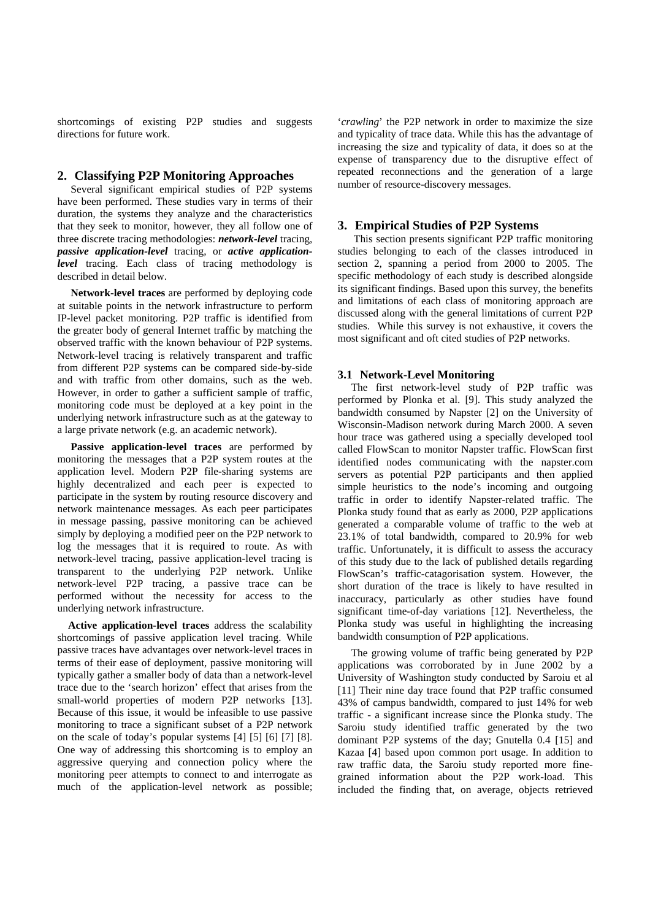shortcomings of existing P2P studies and suggests directions for future work.

## 2. Classifying P2P Monitoring Approaches

Several significant empirical studies of P2P systems have been performed. These studies vary in terms of their duration, the systems they analyze and the characteristics that they seek to monitor, however, they all follow one of three discrete tracing methodologies: ***network-level*** tracing, ***passive application-level*** tracing, or ***active application-level*** tracing. Each class of tracing methodology is described in detail below.

**Network-level traces** are performed by deploying code at suitable points in the network infrastructure to perform IP-level packet monitoring. P2P traffic is identified from the greater body of general Internet traffic by matching the observed traffic with the known behaviour of P2P systems. Network-level tracing is relatively transparent and traffic from different P2P systems can be compared side-by-side and with traffic from other domains, such as the web. However, in order to gather a sufficient sample of traffic, monitoring code must be deployed at a key point in the underlying network infrastructure such as at the gateway to a large private network (e.g. an academic network).

**Passive application-level traces** are performed by monitoring the messages that a P2P system routes at the application level. Modern P2P file-sharing systems are highly decentralized and each peer is expected to participate in the system by routing resource discovery and network maintenance messages. As each peer participates in message passing, passive monitoring can be achieved simply by deploying a modified peer on the P2P network to log the messages that it is required to route. As with network-level tracing, passive application-level tracing is transparent to the underlying P2P network. Unlike network-level P2P tracing, a passive trace can be performed without the necessity for access to the underlying network infrastructure.

**Active application-level traces** address the scalability shortcomings of passive application level tracing. While passive traces have advantages over network-level traces in terms of their ease of deployment, passive monitoring will typically gather a smaller body of data than a network-level trace due to the 'search horizon' effect that arises from the small-world properties of modern P2P networks [13]. Because of this issue, it would be infeasible to use passive monitoring to trace a significant subset of a P2P network on the scale of today's popular systems [4] [5] [6] [7] [8]. One way of addressing this shortcoming is to employ an aggressive querying and connection policy where the monitoring peer attempts to connect to and interrogate as much of the application-level network as possible; '*crawling*' the P2P network in order to maximize the size and typicality of trace data. While this has the advantage of increasing the size and typicality of data, it does so at the expense of transparency due to the disruptive effect of repeated reconnections and the generation of a large number of resource-discovery messages.

## 3. Empirical Studies of P2P Systems

This section presents significant P2P traffic monitoring studies belonging to each of the classes introduced in section 2, spanning a period from 2000 to 2005. The specific methodology of each study is described alongside its significant findings. Based upon this survey, the benefits and limitations of each class of monitoring approach are discussed along with the general limitations of current P2P studies. While this survey is not exhaustive, it covers the most significant and oft cited studies of P2P networks.

### 3.1 Network-Level Monitoring

The first network-level study of P2P traffic was performed by Plonka et al. [9]. This study analyzed the bandwidth consumed by Napster [2] on the University of Wisconsin-Madison network during March 2000. A seven hour trace was gathered using a specially developed tool called FlowScan to monitor Napster traffic. FlowScan first identified nodes communicating with the napster.com servers as potential P2P participants and then applied simple heuristics to the node's incoming and outgoing traffic in order to identify Napster-related traffic. The Plonka study found that as early as 2000, P2P applications generated a comparable volume of traffic to the web at 23.1% of total bandwidth, compared to 20.9% for web traffic. Unfortunately, it is difficult to assess the accuracy of this study due to the lack of published details regarding FlowScan's traffic-catagorisation system. However, the short duration of the trace is likely to have resulted in inaccuracy, particularly as other studies have found significant time-of-day variations [12]. Nevertheless, the Plonka study was useful in highlighting the increasing bandwidth consumption of P2P applications.

The growing volume of traffic being generated by P2P applications was corroborated by in June 2002 by a University of Washington study conducted by Saroiu et al [11] Their nine day trace found that P2P traffic consumed 43% of campus bandwidth, compared to just 14% for web traffic - a significant increase since the Plonka study. The Saroiu study identified traffic generated by the two dominant P2P systems of the day; Gnutella 0.4 [15] and Kazaa [4] based upon common port usage. In addition to raw traffic data, the Saroiu study reported more fine-grained information about the P2P work-load. This included the finding that, on average, objects retrieved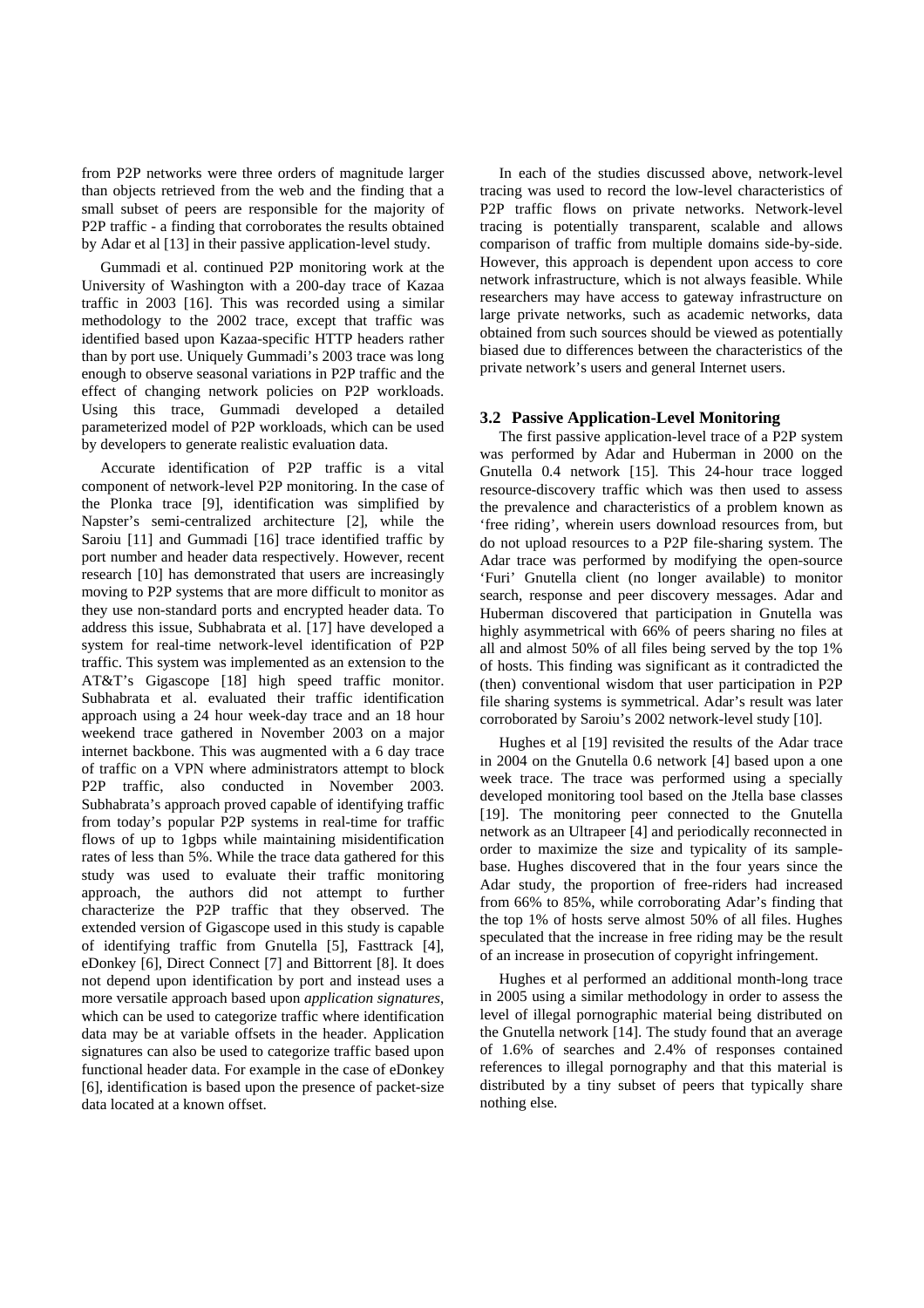from P2P networks were three orders of magnitude larger than objects retrieved from the web and the finding that a small subset of peers are responsible for the majority of P2P traffic - a finding that corroborates the results obtained by Adar et al [13] in their passive application-level study.

Gummadi et al. continued P2P monitoring work at the University of Washington with a 200-day trace of Kazaa traffic in 2003 [16]. This was recorded using a similar methodology to the 2002 trace, except that traffic was identified based upon Kazaa-specific HTTP headers rather than by port use. Uniquely Gummadi's 2003 trace was long enough to observe seasonal variations in P2P traffic and the effect of changing network policies on P2P workloads. Using this trace, Gummadi developed a detailed parameterized model of P2P workloads, which can be used by developers to generate realistic evaluation data.

Accurate identification of P2P traffic is a vital component of network-level P2P monitoring. In the case of the Plonka trace [9], identification was simplified by Napster's semi-centralized architecture [2], while the Saroiu [11] and Gummadi [16] trace identified traffic by port number and header data respectively. However, recent research [10] has demonstrated that users are increasingly moving to P2P systems that are more difficult to monitor as they use non-standard ports and encrypted header data. To address this issue, Subhabrata et al. [17] have developed a system for real-time network-level identification of P2P traffic. This system was implemented as an extension to the AT&T's Gigascope [18] high speed traffic monitor. Subhabrata et al. evaluated their traffic identification approach using a 24 hour week-day trace and an 18 hour weekend trace gathered in November 2003 on a major internet backbone. This was augmented with a 6 day trace of traffic on a VPN where administrators attempt to block P2P traffic, also conducted in November 2003. Subhabrata's approach proved capable of identifying traffic from today's popular P2P systems in real-time for traffic flows of up to 1gbps while maintaining misidentification rates of less than 5%. While the trace data gathered for this study was used to evaluate their traffic monitoring approach, the authors did not attempt to further characterize the P2P traffic that they observed. The extended version of Gigascope used in this study is capable of identifying traffic from Gnutella [5], Fasttrack [4], eDonkey [6], Direct Connect [7] and Bittorrent [8]. It does not depend upon identification by port and instead uses a more versatile approach based upon *application signatures*, which can be used to categorize traffic where identification data may be at variable offsets in the header. Application signatures can also be used to categorize traffic based upon functional header data. For example in the case of eDonkey [6], identification is based upon the presence of packet-size data located at a known offset.

In each of the studies discussed above, network-level tracing was used to record the low-level characteristics of P2P traffic flows on private networks. Network-level tracing is potentially transparent, scalable and allows comparison of traffic from multiple domains side-by-side. However, this approach is dependent upon access to core network infrastructure, which is not always feasible. While researchers may have access to gateway infrastructure on large private networks, such as academic networks, data obtained from such sources should be viewed as potentially biased due to differences between the characteristics of the private network's users and general Internet users.

### 3.2 Passive Application-Level Monitoring

The first passive application-level trace of a P2P system was performed by Adar and Huberman in 2000 on the Gnutella 0.4 network [15]. This 24-hour trace logged resource-discovery traffic which was then used to assess the prevalence and characteristics of a problem known as 'free riding', wherein users download resources from, but do not upload resources to a P2P file-sharing system. The Adar trace was performed by modifying the open-source 'Furi' Gnutella client (no longer available) to monitor search, response and peer discovery messages. Adar and Huberman discovered that participation in Gnutella was highly asymmetrical with 66% of peers sharing no files at all and almost 50% of all files being served by the top 1% of hosts. This finding was significant as it contradicted the (then) conventional wisdom that user participation in P2P file sharing systems is symmetrical. Adar's result was later corroborated by Saroiu's 2002 network-level study [10].

Hughes et al [19] revisited the results of the Adar trace in 2004 on the Gnutella 0.6 network [4] based upon a one week trace. The trace was performed using a specially developed monitoring tool based on the Jtella base classes [19]. The monitoring peer connected to the Gnutella network as an Ultrapeer [4] and periodically reconnected in order to maximize the size and typicality of its sample-base. Hughes discovered that in the four years since the Adar study, the proportion of free-riders had increased from 66% to 85%, while corroborating Adar's finding that the top 1% of hosts serve almost 50% of all files. Hughes speculated that the increase in free riding may be the result of an increase in prosecution of copyright infringement.

Hughes et al performed an additional month-long trace in 2005 using a similar methodology in order to assess the level of illegal pornographic material being distributed on the Gnutella network [14]. The study found that an average of 1.6% of searches and 2.4% of responses contained references to illegal pornography and that this material is distributed by a tiny subset of peers that typically share nothing else.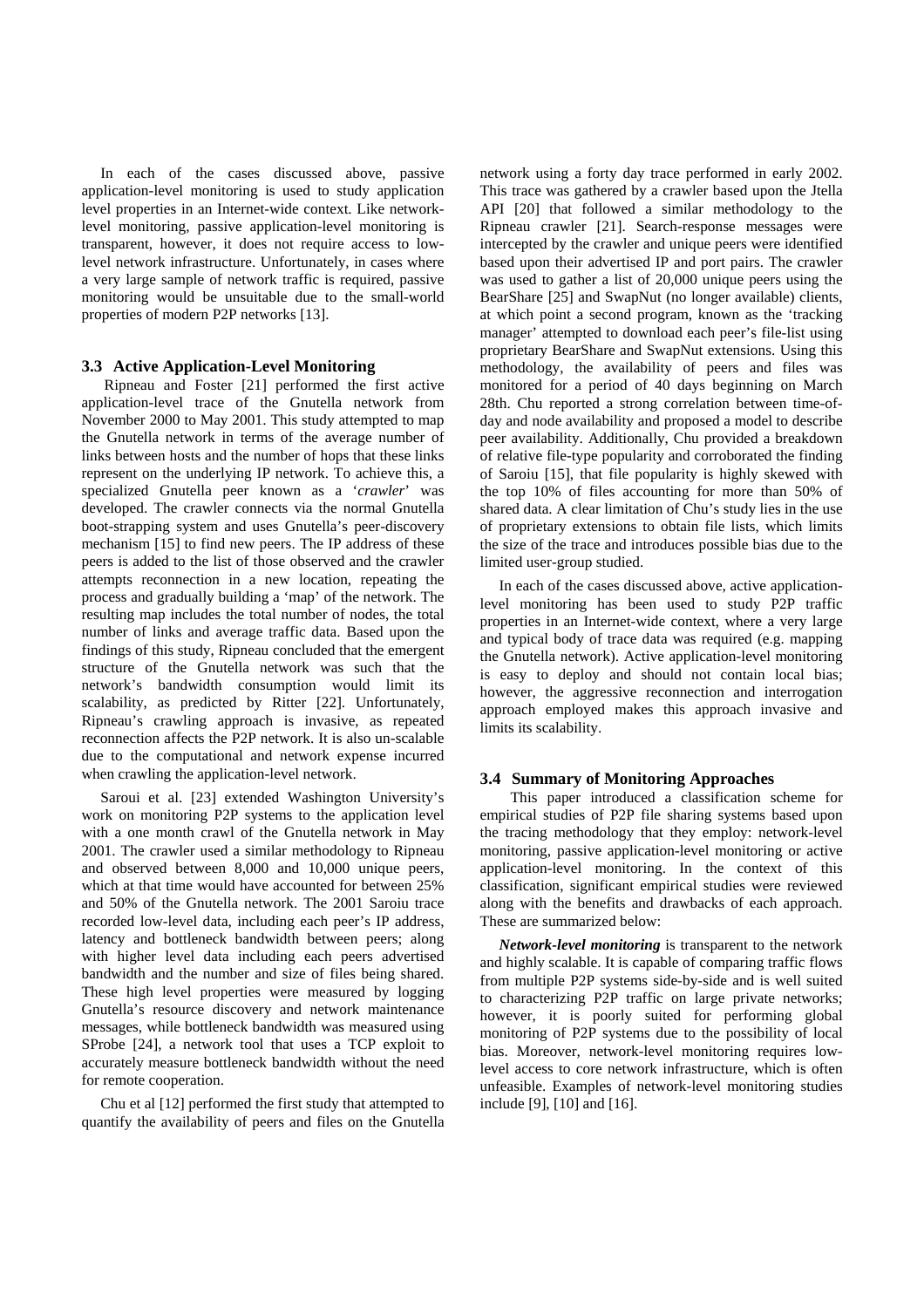In each of the cases discussed above, passive application-level monitoring is used to study application level properties in an Internet-wide context. Like network-level monitoring, passive application-level monitoring is transparent, however, it does not require access to low-level network infrastructure. Unfortunately, in cases where a very large sample of network traffic is required, passive monitoring would be unsuitable due to the small-world properties of modern P2P networks [13].

### 3.3 Active Application-Level Monitoring

Ripneau and Foster [21] performed the first active application-level trace of the Gnutella network from November 2000 to May 2001. This study attempted to map the Gnutella network in terms of the average number of links between hosts and the number of hops that these links represent on the underlying IP network. To achieve this, a specialized Gnutella peer known as a '*crawler*' was developed. The crawler connects via the normal Gnutella boot-strapping system and uses Gnutella's peer-discovery mechanism [15] to find new peers. The IP address of these peers is added to the list of those observed and the crawler attempts reconnection in a new location, repeating the process and gradually building a 'map' of the network. The resulting map includes the total number of nodes, the total number of links and average traffic data. Based upon the findings of this study, Ripneau concluded that the emergent structure of the Gnutella network was such that the network's bandwidth consumption would limit its scalability, as predicted by Ritter [22]. Unfortunately, Ripneau's crawling approach is invasive, as repeated reconnection affects the P2P network. It is also un-scalable due to the computational and network expense incurred when crawling the application-level network.

Saroui et al. [23] extended Washington University's work on monitoring P2P systems to the application level with a one month crawl of the Gnutella network in May 2001. The crawler used a similar methodology to Ripneau and observed between 8,000 and 10,000 unique peers, which at that time would have accounted for between 25% and 50% of the Gnutella network. The 2001 Saroiu trace recorded low-level data, including each peer's IP address, latency and bottleneck bandwidth between peers; along with higher level data including each peers advertised bandwidth and the number and size of files being shared. These high level properties were measured by logging Gnutella's resource discovery and network maintenance messages, while bottleneck bandwidth was measured using SProbe [24], a network tool that uses a TCP exploit to accurately measure bottleneck bandwidth without the need for remote cooperation.

Chu et al [12] performed the first study that attempted to quantify the availability of peers and files on the Gnutella network using a forty day trace performed in early 2002. This trace was gathered by a crawler based upon the Jtella API [20] that followed a similar methodology to the Ripneau crawler [21]. Search-response messages were intercepted by the crawler and unique peers were identified based upon their advertised IP and port pairs. The crawler was used to gather a list of 20,000 unique peers using the BearShare [25] and SwapNut (no longer available) clients, at which point a second program, known as the 'tracking manager' attempted to download each peer's file-list using proprietary BearShare and SwapNut extensions. Using this methodology, the availability of peers and files was monitored for a period of 40 days beginning on March 28th. Chu reported a strong correlation between time-of-day and node availability and proposed a model to describe peer availability. Additionally, Chu provided a breakdown of relative file-type popularity and corroborated the finding of Saroiu [15], that file popularity is highly skewed with the top 10% of files accounting for more than 50% of shared data. A clear limitation of Chu's study lies in the use of proprietary extensions to obtain file lists, which limits the size of the trace and introduces possible bias due to the limited user-group studied.

In each of the cases discussed above, active application-level monitoring has been used to study P2P traffic properties in an Internet-wide context, where a very large and typical body of trace data was required (e.g. mapping the Gnutella network). Active application-level monitoring is easy to deploy and should not contain local bias; however, the aggressive reconnection and interrogation approach employed makes this approach invasive and limits its scalability.

### 3.4 Summary of Monitoring Approaches

This paper introduced a classification scheme for empirical studies of P2P file sharing systems based upon the tracing methodology that they employ: network-level monitoring, passive application-level monitoring or active application-level monitoring. In the context of this classification, significant empirical studies were reviewed along with the benefits and drawbacks of each approach. These are summarized below:

***Network-level monitoring*** is transparent to the network and highly scalable. It is capable of comparing traffic flows from multiple P2P systems side-by-side and is well suited to characterizing P2P traffic on large private networks; however, it is poorly suited for performing global monitoring of P2P systems due to the possibility of local bias. Moreover, network-level monitoring requires low-level access to core network infrastructure, which is often unfeasible. Examples of network-level monitoring studies include [9], [10] and [16].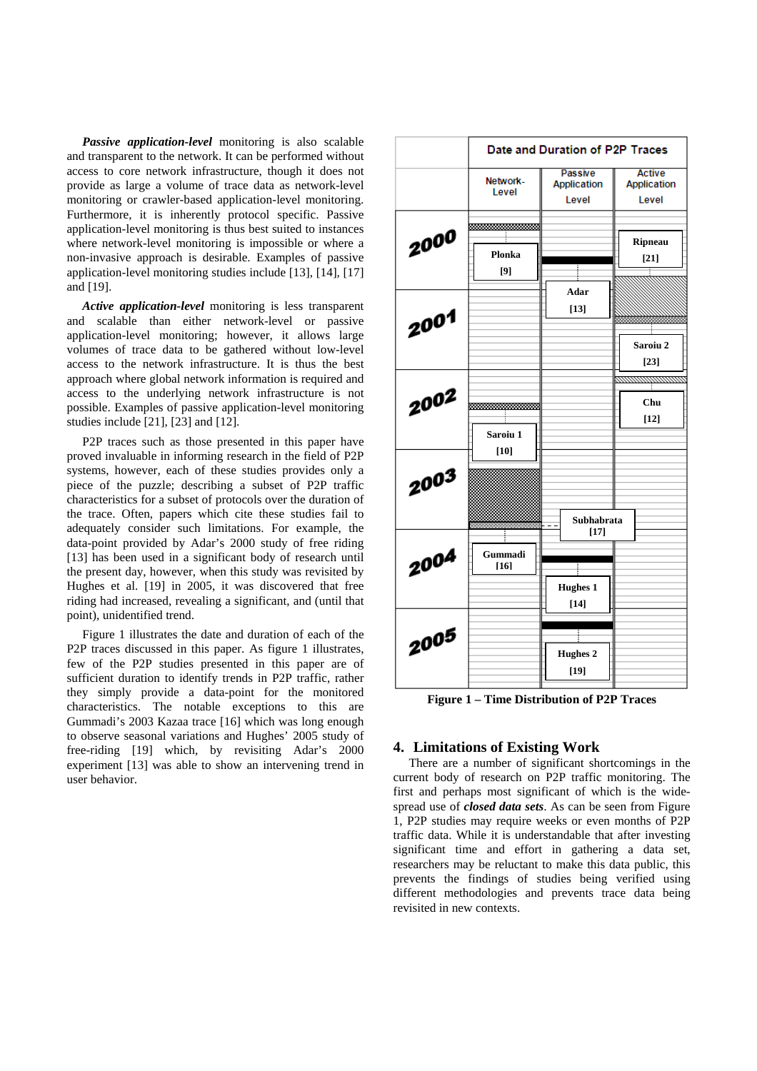***Passive application-level*** monitoring is also scalable and transparent to the network. It can be performed without access to core network infrastructure, though it does not provide as large a volume of trace data as network-level monitoring or crawler-based application-level monitoring. Furthermore, it is inherently protocol specific. Passive application-level monitoring is thus best suited to instances where network-level monitoring is impossible or where a non-invasive approach is desirable. Examples of passive application-level monitoring studies include [13], [14], [17] and [19].

***Active application-level*** monitoring is less transparent and scalable than either network-level or passive application-level monitoring; however, it allows large volumes of trace data to be gathered without low-level access to the network infrastructure. It is thus the best approach where global network information is required and access to the underlying network infrastructure is not possible. Examples of passive application-level monitoring studies include [21], [23] and [12].

P2P traces such as those presented in this paper have proved invaluable in informing research in the field of P2P systems, however, each of these studies provides only a piece of the puzzle; describing a subset of P2P traffic characteristics for a subset of protocols over the duration of the trace. Often, papers which cite these studies fail to adequately consider such limitations. For example, the data-point provided by Adar's 2000 study of free riding [13] has been used in a significant body of research until the present day, however, when this study was revisited by Hughes et al. [19] in 2005, it was discovered that free riding had increased, revealing a significant, and (until that point), unidentified trend.

Figure 1 illustrates the date and duration of each of the P2P traces discussed in this paper. As figure 1 illustrates, few of the P2P studies presented in this paper are of sufficient duration to identify trends in P2P traffic, rather they simply provide a data-point for the monitored characteristics. The notable exceptions to this are Gummadi's 2003 Kazaa trace [16] which was long enough to observe seasonal variations and Hughes' 2005 study of free-riding [19] which, by revisiting Adar's 2000 experiment [13] was able to show an intervening trend in user behavior.

| | Date and Duration of P2P Traces | | |
|---|---|---|---|
| | Network-Level | Passive Application Level | Active Application Level |
| 2000 | Plonka [9] | | Ripneau [21] |
| 2001 | | Adar [13] | Saroiu 2 [23] |
| 2002 | Saroiu 1 [10] | | Chu [12] |
| 2003 | | Subhabrata [17] | |
| 2004 | Gummadi [16] | Hughes 1 [14] | |
| 2005 | | Hughes 2 [19] | |

**Figure 1 – Time Distribution of P2P Traces**

## 4. Limitations of Existing Work

There are a number of significant shortcomings in the current body of research on P2P traffic monitoring. The first and perhaps most significant of which is the wide-spread use of ***closed data sets***. As can be seen from Figure 1, P2P studies may require weeks or even months of P2P traffic data. While it is understandable that after investing significant time and effort in gathering a data set, researchers may be reluctant to make this data public, this prevents the findings of studies being verified using different methodologies and prevents trace data being revisited in new contexts.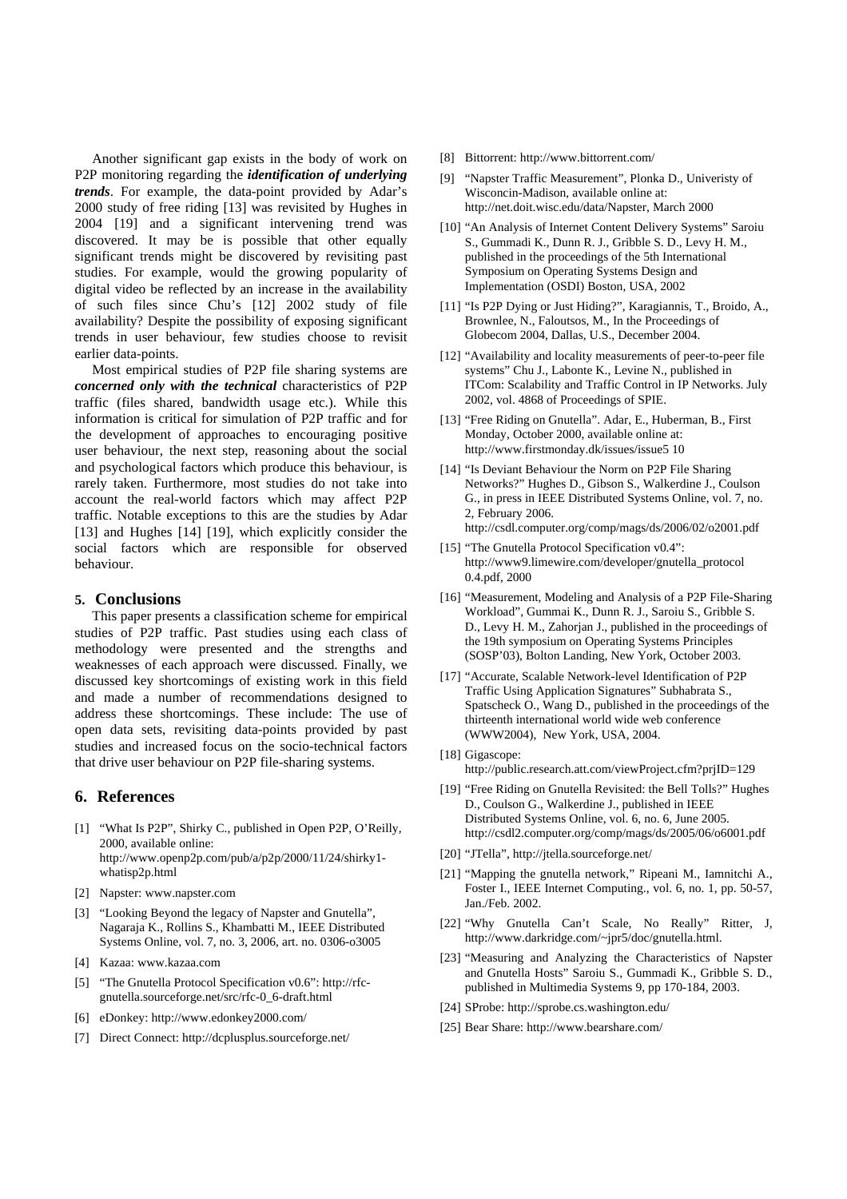Another significant gap exists in the body of work on P2P monitoring regarding the ***identification of underlying trends***. For example, the data-point provided by Adar's 2000 study of free riding [13] was revisited by Hughes in 2004 [19] and a significant intervening trend was discovered. It may be is possible that other equally significant trends might be discovered by revisiting past studies. For example, would the growing popularity of digital video be reflected by an increase in the availability of such files since Chu's [12] 2002 study of file availability? Despite the possibility of exposing significant trends in user behaviour, few studies choose to revisit earlier data-points.

Most empirical studies of P2P file sharing systems are ***concerned only with the technical*** characteristics of P2P traffic (files shared, bandwidth usage etc.). While this information is critical for simulation of P2P traffic and for the development of approaches to encouraging positive user behaviour, the next step, reasoning about the social and psychological factors which produce this behaviour, is rarely taken. Furthermore, most studies do not take into account the real-world factors which may affect P2P traffic. Notable exceptions to this are the studies by Adar [13] and Hughes [14] [19], which explicitly consider the social factors which are responsible for observed behaviour.

## 5. Conclusions

This paper presents a classification scheme for empirical studies of P2P traffic. Past studies using each class of methodology were presented and the strengths and weaknesses of each approach were discussed. Finally, we discussed key shortcomings of existing work in this field and made a number of recommendations designed to address these shortcomings. These include: The use of open data sets, revisiting data-points provided by past studies and increased focus on the socio-technical factors that drive user behaviour on P2P file-sharing systems.

## 6. References

[1] "What Is P2P", Shirky C., published in Open P2P, O'Reilly, 2000, available online: http://www.openp2p.com/pub/a/p2p/2000/11/24/shirky1-whatisp2p.html

[2] Napster: www.napster.com

[3] "Looking Beyond the legacy of Napster and Gnutella", Nagaraja K., Rollins S., Khambatti M., IEEE Distributed Systems Online, vol. 7, no. 3, 2006, art. no. 0306-o3005

[4] Kazaa: www.kazaa.com

[5] "The Gnutella Protocol Specification v0.6": http://rfc-gnutella.sourceforge.net/src/rfc-0_6-draft.html

[6] eDonkey: http://www.edonkey2000.com/

[7] Direct Connect: http://dcplusplus.sourceforge.net/

[8] Bittorrent: http://www.bittorrent.com/

[9] "Napster Traffic Measurement", Plonka D., Univeristy of Wisconcin-Madison, available online at: http://net.doit.wisc.edu/data/Napster, March 2000

[10] "An Analysis of Internet Content Delivery Systems" Saroiu S., Gummadi K., Dunn R. J., Gribble S. D., Levy H. M., published in the proceedings of the 5th International Symposium on Operating Systems Design and Implementation (OSDI) Boston, USA, 2002

[11] "Is P2P Dying or Just Hiding?", Karagiannis, T., Broido, A., Brownlee, N., Faloutsos, M., In the Proceedings of Globecom 2004, Dallas, U.S., December 2004.

[12] "Availability and locality measurements of peer-to-peer file systems" Chu J., Labonte K., Levine N., published in ITCom: Scalability and Traffic Control in IP Networks. July 2002, vol. 4868 of Proceedings of SPIE.

[13] "Free Riding on Gnutella". Adar, E., Huberman, B., First Monday, October 2000, available online at: http://www.firstmonday.dk/issues/issue5 10

[14] "Is Deviant Behaviour the Norm on P2P File Sharing Networks?" Hughes D., Gibson S., Walkerdine J., Coulson G., in press in IEEE Distributed Systems Online, vol. 7, no. 2, February 2006. http://csdl.computer.org/comp/mags/ds/2006/02/o2001.pdf

[15] "The Gnutella Protocol Specification v0.4": http://www9.limewire.com/developer/gnutella_protocol 0.4.pdf, 2000

[16] "Measurement, Modeling and Analysis of a P2P File-Sharing Workload" Gummai K., Dunn R. J., Saroiu S., Gribble S. D., Levy H. M., Zahorjan J., published in the proceedings of the 19th symposium on Operating Systems Principles (SOSP'03), Bolton Landing, New York, October 2003.

[17] "Accurate, Scalable Network-level Identification of P2P Traffic Using Application Signatures" Subhabrata S., Spatscheck O., Wang D., published in the proceedings of the thirteenth international world wide web conference (WWW2004), New York, USA, 2004.

[18] Gigascope: http://public.research.att.com/viewProject.cfm?prjID=129

[19] "Free Riding on Gnutella Revisited: the Bell Tolls?" Hughes D., Coulson G., Walkerdine J., published in IEEE Distributed Systems Online, vol. 6, no. 6, June 2005. http://csdl2.computer.org/comp/mags/ds/2005/06/o6001.pdf

[20] "JTella", http://jtella.sourceforge.net/

[21] "Mapping the gnutella network," Ripeani M., Iamnitchi A., Foster I., IEEE Internet Computing., vol. 6, no. 1, pp. 50-57, Jan./Feb. 2002.

[22] "Why Gnutella Can't Scale, No Really" Ritter, J, http://www.darkridge.com/~jpr5/doc/gnutella.html.

[23] "Measuring and Analyzing the Characteristics of Napster and Gnutella Hosts" Saroiu S., Gummadi K., Gribble S. D., published in Multimedia Systems 9, pp 170-184, 2003.

[24] SProbe: http://sprobe.cs.washington.edu/

[25] Bear Share: http://www.bearshare.com/